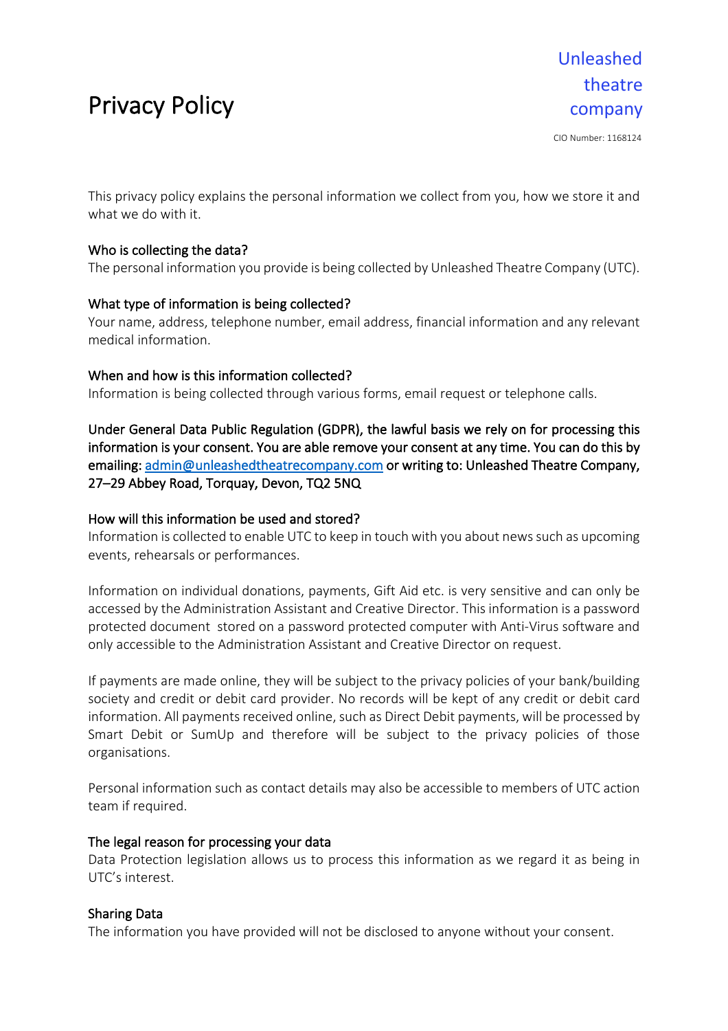# Privacy Policy

Unleashed theatre company

CIO Number: 1168124

This privacy policy explains the personal information we collect from you, how we store it and what we do with it.

### Who is collecting the data?

The personal information you provide is being collected by Unleashed Theatre Company (UTC).

### What type of information is being collected?

Your name, address, telephone number, email address, financial information and any relevant medical information.

### When and how is this information collected?

Information is being collected through various forms, email request or telephone calls.

**Under General Data Public Regulation (GDPR), the lawful basis we rely on for processing this information is your consent. You are able remove your consent at any time. You can do this by emailing: [admin@unleashedtheatrecompany.com](mailto:admin@unleashedtheatrecompany.com) or writing to: Unleashed Theatre Company, 27–29 Abbey Road, Torquay, Devon, TQ2 5NQ**

### How will this information be used and stored?

Information is collected to enable UTC to keep in touch with you about news such as upcoming events, rehearsals or performances.

Information on individual donations, payments, Gift Aid etc. is very sensitive and can only be accessed by the Administration Assistant and Creative Director. This information is a password protected document stored on a password protected computer with Anti-Virus software and only accessible to the Administration Assistant and Creative Director on request.

If payments are made online, they will be subject to the privacy policies of your bank/building society and credit or debit card provider. No records will be kept of any credit or debit card information. All payments received online, such as Direct Debit payments, will be processed by Smart Debit or SumUp and therefore will be subject to the privacy policies of those organisations.

Personal information such as contact details may also be accessible to members of UTC action team if required.

### The legal reason for processing your data

Data Protection legislation allows us to process this information as we regard it as being in UTC's interest.

### Sharing Data

The information you have provided will not be disclosed to anyone without your consent.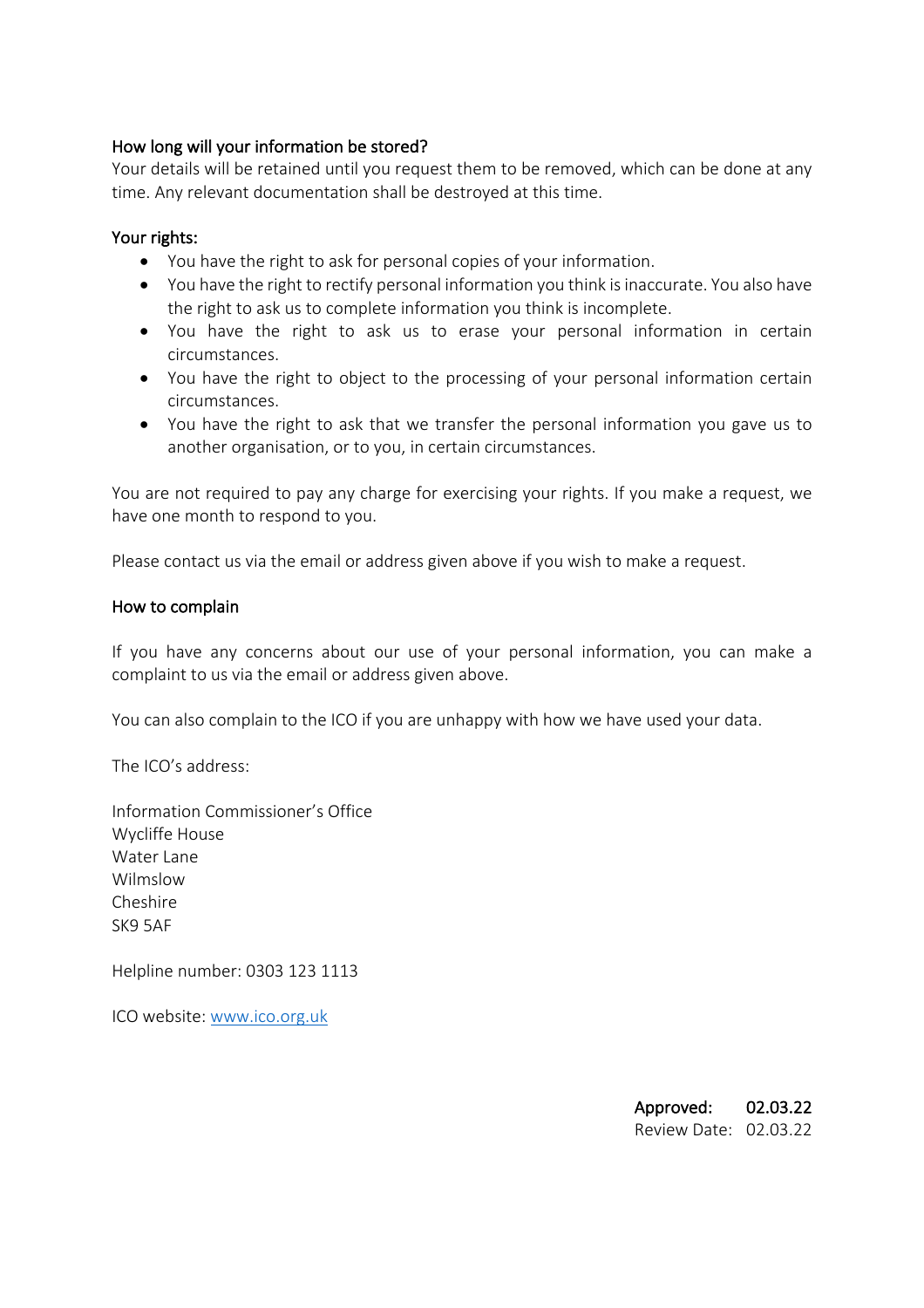## How long will your information be stored?

Your details will be retained until you request them to be removed, which can be done at any time. Any relevant documentation shall be destroyed at this time.

## Your rights:

- You have the right to ask for personal copies of your information.
- You have the right to rectify personal information you think is inaccurate. You also have the right to ask us to complete information you think is incomplete.
- You have the right to ask us to erase your personal information in certain circumstances.
- You have the right to object to the processing of your personal information certain circumstances.
- You have the right to ask that we transfer the personal information you gave us to another organisation, or to you, in certain circumstances.

You are not required to pay any charge for exercising your rights. If you make a request, we have one month to respond to you.

Please contact us via the email or address given above if you wish to make a request.

## How to complain

If you have any concerns about our use of your personal information, you can make a complaint to us via the email or address given above.

You can also complain to the ICO if you are unhappy with how we have used your data.

The ICO's address:

Information Commissioner's Office
Wycliffe House
Water Lane
Wilmslow
Cheshire
SK9 5AF

Helpline number: 0303 123 1113

ICO website: [www.ico.org.uk](www.ico.org.uk)

**Approved: 02.03.22**
Review Date: 02.03.22